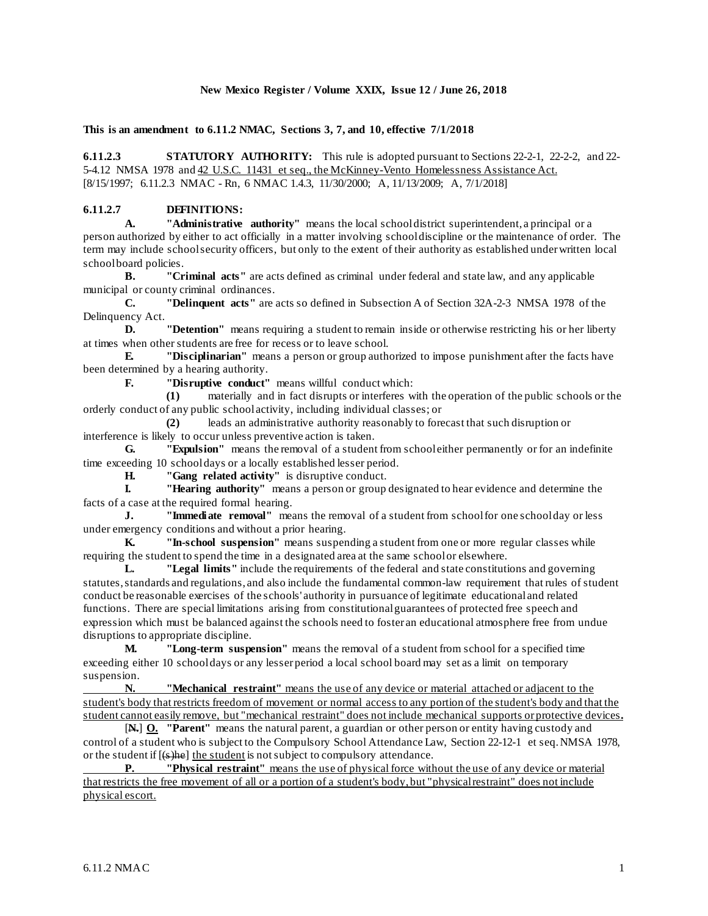**New Mexico Register / Volume XXIX, Issue 12 / June 26, 2018**

**This is an amendment to 6.11.2 NMAC, Sections 3, 7, and 10, effective 7/1/2018**

**6.11.2.3 STATUTORY AUTHORITY:** This rule is adopted pursuant to Sections 22-2-1, 22-2-2, and 22-5-4.12 NMSA 1978 and 42 U.S.C. 11431 et seq., the McKinney-Vento Homelessness Assistance Act.
[8/15/1997; 6.11.2.3 NMAC - Rn, 6 NMAC 1.4.3, 11/30/2000; A, 11/13/2009; A, 7/1/2018]

**6.11.2.7 DEFINITIONS:**

**A. "Administrative authority"** means the local school district superintendent, a principal or a person authorized by either to act officially in a matter involving school discipline or the maintenance of order. The term may include school security officers, but only to the extent of their authority as established under written local school board policies.

**B. "Criminal acts"** are acts defined as criminal under federal and state law, and any applicable municipal or county criminal ordinances.

**C. "Delinquent acts"** are acts so defined in Subsection A of Section 32A-2-3 NMSA 1978 of the Delinquency Act.

**D. "Detention"** means requiring a student to remain inside or otherwise restricting his or her liberty at times when other students are free for recess or to leave school.

**E. "Disciplinarian"** means a person or group authorized to impose punishment after the facts have been determined by a hearing authority.

**F. "Disruptive conduct"** means willful conduct which:

**(1)** materially and in fact disrupts or interferes with the operation of the public schools or the orderly conduct of any public school activity, including individual classes; or

**(2)** leads an administrative authority reasonably to forecast that such disruption or interference is likely to occur unless preventive action is taken.

**G. "Expulsion"** means the removal of a student from school either permanently or for an indefinite time exceeding 10 school days or a locally established lesser period.

**H. "Gang related activity"** is disruptive conduct.

**I. "Hearing authority"** means a person or group designated to hear evidence and determine the facts of a case at the required formal hearing.

**J. "Immediate removal"** means the removal of a student from school for one school day or less under emergency conditions and without a prior hearing.

**K. "In-school suspension"** means suspending a student from one or more regular classes while requiring the student to spend the time in a designated area at the same school or elsewhere.

**L. "Legal limits"** include the requirements of the federal and state constitutions and governing statutes, standards and regulations, and also include the fundamental common-law requirement that rules of student conduct be reasonable exercises of the schools' authority in pursuance of legitimate educational and related functions. There are special limitations arising from constitutional guarantees of protected free speech and expression which must be balanced against the schools need to foster an educational atmosphere free from undue disruptions to appropriate discipline.

**M. "Long-term suspension"** means the removal of a student from school for a specified time exceeding either 10 school days or any lesser period a local school board may set as a limit on temporary suspension.

<u>**N. "Mechanical restraint"** means the use of any device or material attached or adjacent to the student's body that restricts freedom of movement or normal access to any portion of the student's body and that the student cannot easily remove, but "mechanical restraint" does not include mechanical supports or protective devices.</u>

[~~**N.**~~] <u>**O.**</u> **"Parent"** means the natural parent, a guardian or other person or entity having custody and control of a student who is subject to the Compulsory School Attendance Law, Section 22-12-1 et seq. NMSA 1978, or the student if [~~(s)he~~] <u>the student</u> is not subject to compulsory attendance.

<u>**P. "Physical restraint"** means the use of physical force without the use of any device or material that restricts the free movement of all or a portion of a student's body, but "physical restraint" does not include physical escort.</u>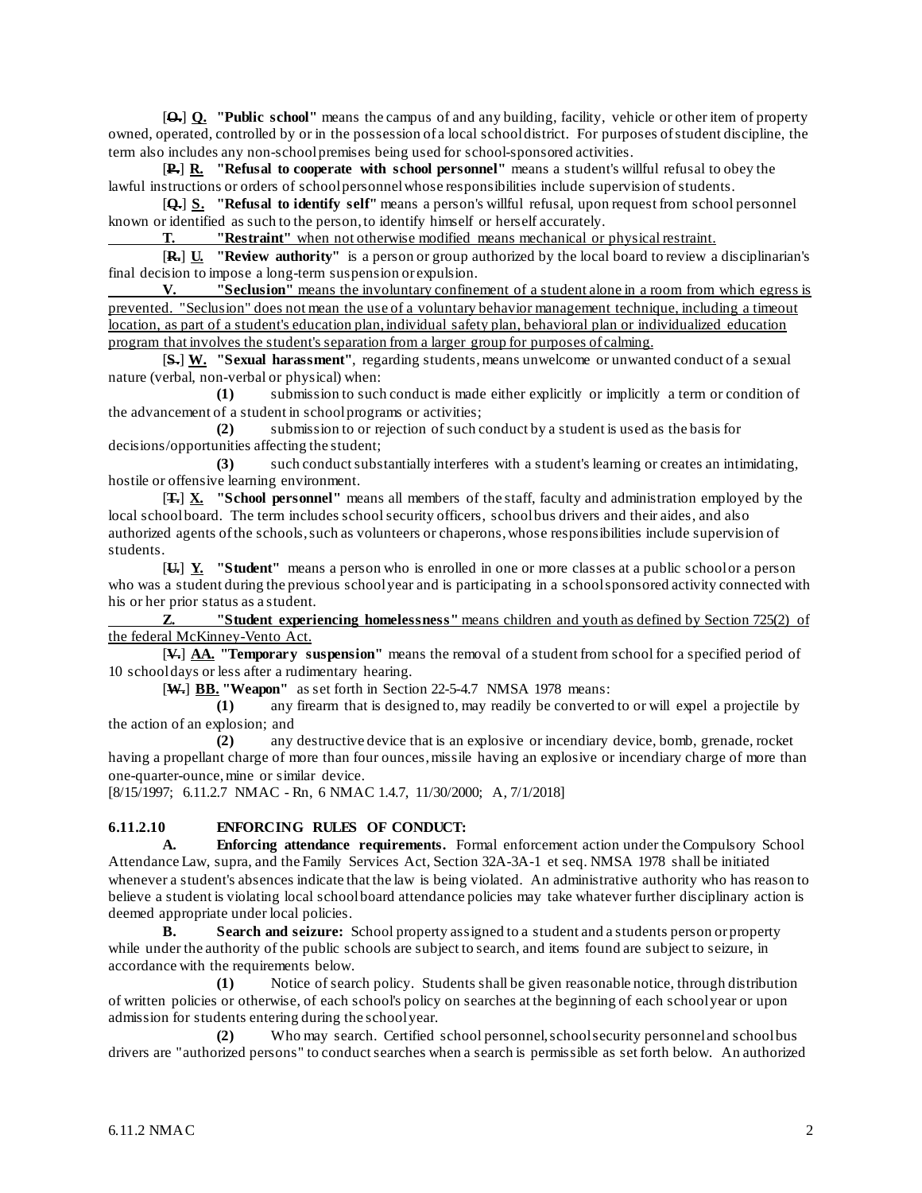[~~O.~~] **Q. "Public school"** means the campus of and any building, facility, vehicle or other item of property owned, operated, controlled by or in the possession of a local school district. For purposes of student discipline, the term also includes any non-school premises being used for school-sponsored activities.

[~~P.~~] **R. "Refusal to cooperate with school personnel"** means a student's willful refusal to obey the lawful instructions or orders of school personnel whose responsibilities include supervision of students.

[~~Q.~~] **S. "Refusal to identify self"** means a person's willful refusal, upon request from school personnel known or identified as such to the person, to identify himself or herself accurately.

**T. "Restraint"** when not otherwise modified means mechanical or physical restraint.

[~~R.~~] **U. "Review authority"** is a person or group authorized by the local board to review a disciplinarian's final decision to impose a long-term suspension or expulsion.

**V. "Seclusion"** means the involuntary confinement of a student alone in a room from which egress is prevented. "Seclusion" does not mean the use of a voluntary behavior management technique, including a timeout location, as part of a student's education plan, individual safety plan, behavioral plan or individualized education program that involves the student's separation from a larger group for purposes of calming.

[~~S.~~] **W. "Sexual harassment"**, regarding students, means unwelcome or unwanted conduct of a sexual nature (verbal, non-verbal or physical) when:

**(1)** submission to such conduct is made either explicitly or implicitly a term or condition of the advancement of a student in school programs or activities;

**(2)** submission to or rejection of such conduct by a student is used as the basis for decisions/opportunities affecting the student;

**(3)** such conduct substantially interferes with a student's learning or creates an intimidating, hostile or offensive learning environment.

[~~T.~~] **X. "School personnel"** means all members of the staff, faculty and administration employed by the local school board. The term includes school security officers, school bus drivers and their aides, and also authorized agents of the schools, such as volunteers or chaperons, whose responsibilities include supervision of students.

[~~U.~~] **Y. "Student"** means a person who is enrolled in one or more classes at a public school or a person who was a student during the previous school year and is participating in a school sponsored activity connected with his or her prior status as a student.

**Z. "Student experiencing homelessness"** means children and youth as defined by Section 725(2) of the federal McKinney-Vento Act.

[~~V.~~] **AA. "Temporary suspension"** means the removal of a student from school for a specified period of 10 school days or less after a rudimentary hearing.

[~~W.~~] **BB. "Weapon"** as set forth in Section 22-5-4.7 NMSA 1978 means:

**(1)** any firearm that is designed to, may readily be converted to or will expel a projectile by the action of an explosion; and

**(2)** any destructive device that is an explosive or incendiary device, bomb, grenade, rocket having a propellant charge of more than four ounces, missile having an explosive or incendiary charge of more than one-quarter-ounce, mine or similar device.

[8/15/1997; 6.11.2.7 NMAC - Rn, 6 NMAC 1.4.7, 11/30/2000; A, 7/1/2018]

**6.11.2.10 ENFORCING RULES OF CONDUCT:**

**A. Enforcing attendance requirements.** Formal enforcement action under the Compulsory School Attendance Law, supra, and the Family Services Act, Section 32A-3A-1 et seq. NMSA 1978 shall be initiated whenever a student's absences indicate that the law is being violated. An administrative authority who has reason to believe a student is violating local school board attendance policies may take whatever further disciplinary action is deemed appropriate under local policies.

**B. Search and seizure:** School property assigned to a student and a students person or property while under the authority of the public schools are subject to search, and items found are subject to seizure, in accordance with the requirements below.

**(1)** Notice of search policy. Students shall be given reasonable notice, through distribution of written policies or otherwise, of each school's policy on searches at the beginning of each school year or upon admission for students entering during the school year.

**(2)** Who may search. Certified school personnel, school security personnel and school bus drivers are "authorized persons" to conduct searches when a search is permissible as set forth below. An authorized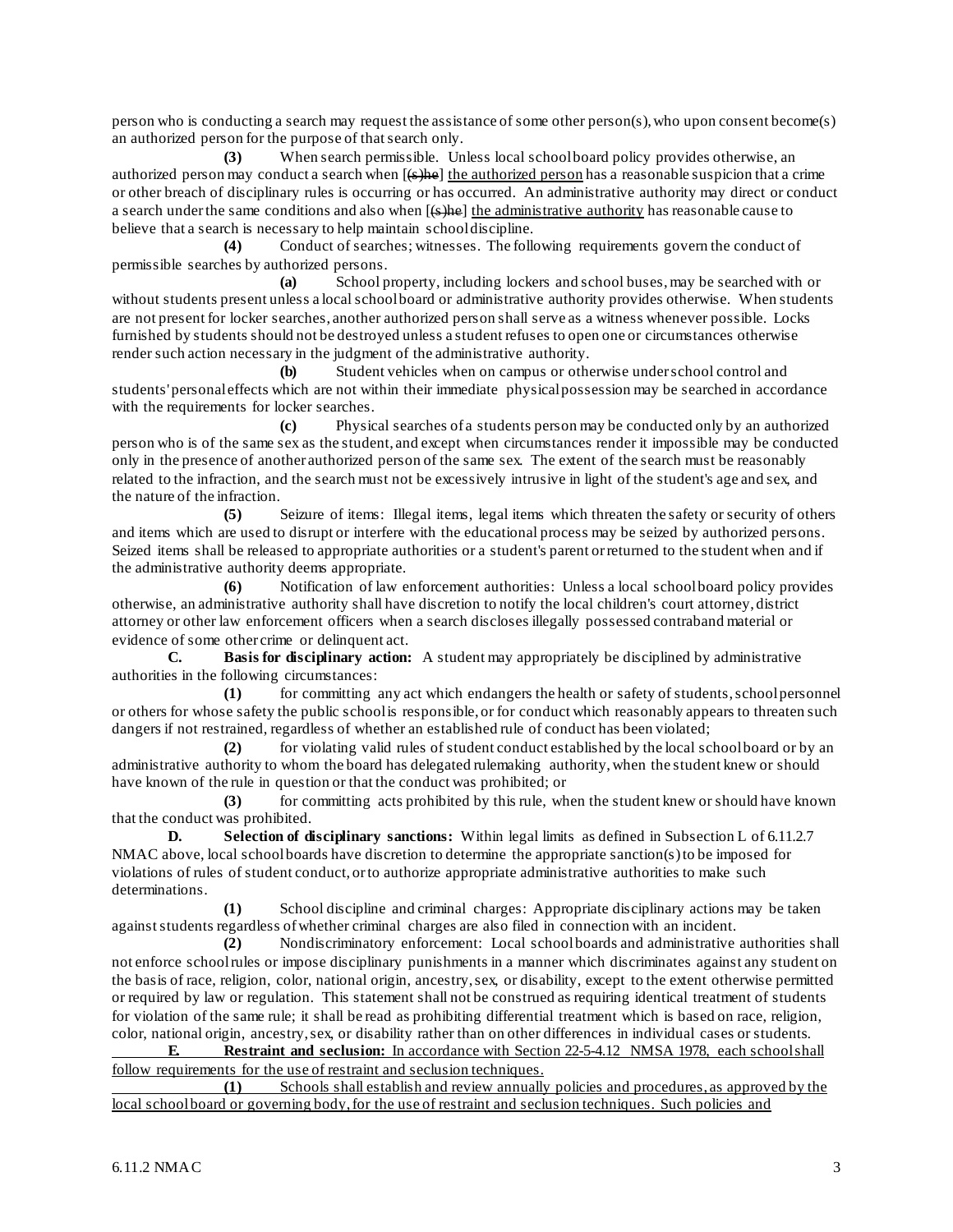person who is conducting a search may request the assistance of some other person(s), who upon consent become(s) an authorized person for the purpose of that search only.

**(3)** When search permissible. Unless local school board policy provides otherwise, an authorized person may conduct a search when [~~(s)he~~] the authorized person has a reasonable suspicion that a crime or other breach of disciplinary rules is occurring or has occurred. An administrative authority may direct or conduct a search under the same conditions and also when [~~(s)he~~] the administrative authority has reasonable cause to believe that a search is necessary to help maintain school discipline.

**(4)** Conduct of searches; witnesses. The following requirements govern the conduct of permissible searches by authorized persons.

**(a)** School property, including lockers and school buses, may be searched with or without students present unless a local school board or administrative authority provides otherwise. When students are not present for locker searches, another authorized person shall serve as a witness whenever possible. Locks furnished by students should not be destroyed unless a student refuses to open one or circumstances otherwise render such action necessary in the judgment of the administrative authority.

**(b)** Student vehicles when on campus or otherwise under school control and students' personal effects which are not within their immediate physical possession may be searched in accordance with the requirements for locker searches.

**(c)** Physical searches of a students person may be conducted only by an authorized person who is of the same sex as the student, and except when circumstances render it impossible may be conducted only in the presence of another authorized person of the same sex. The extent of the search must be reasonably related to the infraction, and the search must not be excessively intrusive in light of the student's age and sex, and the nature of the infraction.

**(5)** Seizure of items: Illegal items, legal items which threaten the safety or security of others and items which are used to disrupt or interfere with the educational process may be seized by authorized persons. Seized items shall be released to appropriate authorities or a student's parent or returned to the student when and if the administrative authority deems appropriate.

**(6)** Notification of law enforcement authorities: Unless a local school board policy provides otherwise, an administrative authority shall have discretion to notify the local children's court attorney, district attorney or other law enforcement officers when a search discloses illegally possessed contraband material or evidence of some other crime or delinquent act.

**C. Basis for disciplinary action:** A student may appropriately be disciplined by administrative authorities in the following circumstances:

**(1)** for committing any act which endangers the health or safety of students, school personnel or others for whose safety the public school is responsible, or for conduct which reasonably appears to threaten such dangers if not restrained, regardless of whether an established rule of conduct has been violated;

**(2)** for violating valid rules of student conduct established by the local school board or by an administrative authority to whom the board has delegated rulemaking authority, when the student knew or should have known of the rule in question or that the conduct was prohibited; or

**(3)** for committing acts prohibited by this rule, when the student knew or should have known that the conduct was prohibited.

**D. Selection of disciplinary sanctions:** Within legal limits as defined in Subsection L of 6.11.2.7 NMAC above, local school boards have discretion to determine the appropriate sanction(s) to be imposed for violations of rules of student conduct, or to authorize appropriate administrative authorities to make such determinations.

**(1)** School discipline and criminal charges: Appropriate disciplinary actions may be taken against students regardless of whether criminal charges are also filed in connection with an incident.

**(2)** Nondiscriminatory enforcement: Local school boards and administrative authorities shall not enforce school rules or impose disciplinary punishments in a manner which discriminates against any student on the basis of race, religion, color, national origin, ancestry, sex, or disability, except to the extent otherwise permitted or required by law or regulation. This statement shall not be construed as requiring identical treatment of students for violation of the same rule; it shall be read as prohibiting differential treatment which is based on race, religion, color, national origin, ancestry, sex, or disability rather than on other differences in individual cases or students.

<u>**E. Restraint and seclusion:** In accordance with Section 22-5-4.12 NMSA 1978, each school shall follow requirements for the use of restraint and seclusion techniques.</u>

<u>**(1)** Schools shall establish and review annually policies and procedures, as approved by the local school board or governing body, for the use of restraint and seclusion techniques. Such policies and</u>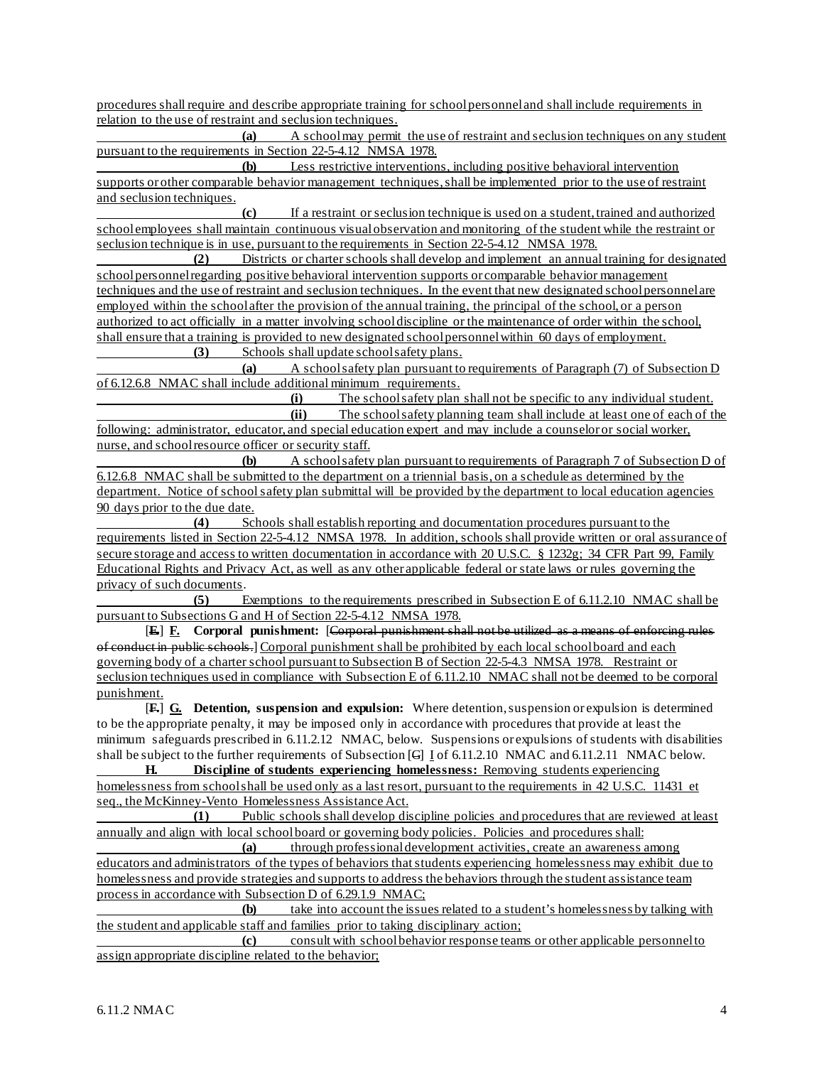procedures shall require and describe appropriate training for school personnel and shall include requirements in relation to the use of restraint and seclusion techniques.

**(a)** A school may permit the use of restraint and seclusion techniques on any student pursuant to the requirements in Section 22-5-4.12 NMSA 1978.

**(b)** Less restrictive interventions, including positive behavioral intervention supports or other comparable behavior management techniques, shall be implemented prior to the use of restraint and seclusion techniques.

**(c)** If a restraint or seclusion technique is used on a student, trained and authorized school employees shall maintain continuous visual observation and monitoring of the student while the restraint or seclusion technique is in use, pursuant to the requirements in Section 22-5-4.12 NMSA 1978.

**(2)** Districts or charter schools shall develop and implement an annual training for designated school personnel regarding positive behavioral intervention supports or comparable behavior management techniques and the use of restraint and seclusion techniques. In the event that new designated school personnel are employed within the school after the provision of the annual training, the principal of the school, or a person authorized to act officially in a matter involving school discipline or the maintenance of order within the school, shall ensure that a training is provided to new designated school personnel within 60 days of employment.

**(3)** Schools shall update school safety plans.

**(a)** A school safety plan pursuant to requirements of Paragraph (7) of Subsection D of 6.12.6.8 NMAC shall include additional minimum requirements.

**(i)** The school safety plan shall not be specific to any individual student.

**(ii)** The school safety planning team shall include at least one of each of the following: administrator, educator, and special education expert and may include a counselor or social worker, nurse, and school resource officer or security staff.

**(b)** A school safety plan pursuant to requirements of Paragraph 7 of Subsection D of 6.12.6.8 NMAC shall be submitted to the department on a triennial basis, on a schedule as determined by the department. Notice of school safety plan submittal will be provided by the department to local education agencies 90 days prior to the due date.

**(4)** Schools shall establish reporting and documentation procedures pursuant to the requirements listed in Section 22-5-4.12 NMSA 1978. In addition, schools shall provide written or oral assurance of secure storage and access to written documentation in accordance with 20 U.S.C. § 1232g; 34 CFR Part 99, Family Educational Rights and Privacy Act, as well as any other applicable federal or state laws or rules governing the privacy of such documents.

**(5)** Exemptions to the requirements prescribed in Subsection E of 6.11.2.10 NMAC shall be pursuant to Subsections G and H of Section 22-5-4.12 NMSA 1978.

[~~**E.**~~] **F. Corporal punishment:** [~~Corporal punishment shall not be utilized as a means of enforcing rules of conduct in public schools.~~] Corporal punishment shall be prohibited by each local school board and each governing body of a charter school pursuant to Subsection B of Section 22-5-4.3 NMSA 1978. Restraint or seclusion techniques used in compliance with Subsection E of 6.11.2.10 NMAC shall not be deemed to be corporal punishment.

[~~**F.**~~] **G. Detention, suspension and expulsion:** Where detention, suspension or expulsion is determined to be the appropriate penalty, it may be imposed only in accordance with procedures that provide at least the minimum safeguards prescribed in 6.11.2.12 NMAC, below. Suspensions or expulsions of students with disabilities shall be subject to the further requirements of Subsection [~~G~~] I of 6.11.2.10 NMAC and 6.11.2.11 NMAC below.

**H. Discipline of students experiencing homelessness:** Removing students experiencing homelessness from school shall be used only as a last resort, pursuant to the requirements in 42 U.S.C. 11431 et seq., the McKinney-Vento Homelessness Assistance Act.

**(1)** Public schools shall develop discipline policies and procedures that are reviewed at least annually and align with local school board or governing body policies. Policies and procedures shall:

**(a)** through professional development activities, create an awareness among educators and administrators of the types of behaviors that students experiencing homelessness may exhibit due to homelessness and provide strategies and supports to address the behaviors through the student assistance team process in accordance with Subsection D of 6.29.1.9 NMAC;

**(b)** take into account the issues related to a student's homelessness by talking with the student and applicable staff and families prior to taking disciplinary action;

**(c)** consult with school behavior response teams or other applicable personnel to assign appropriate discipline related to the behavior;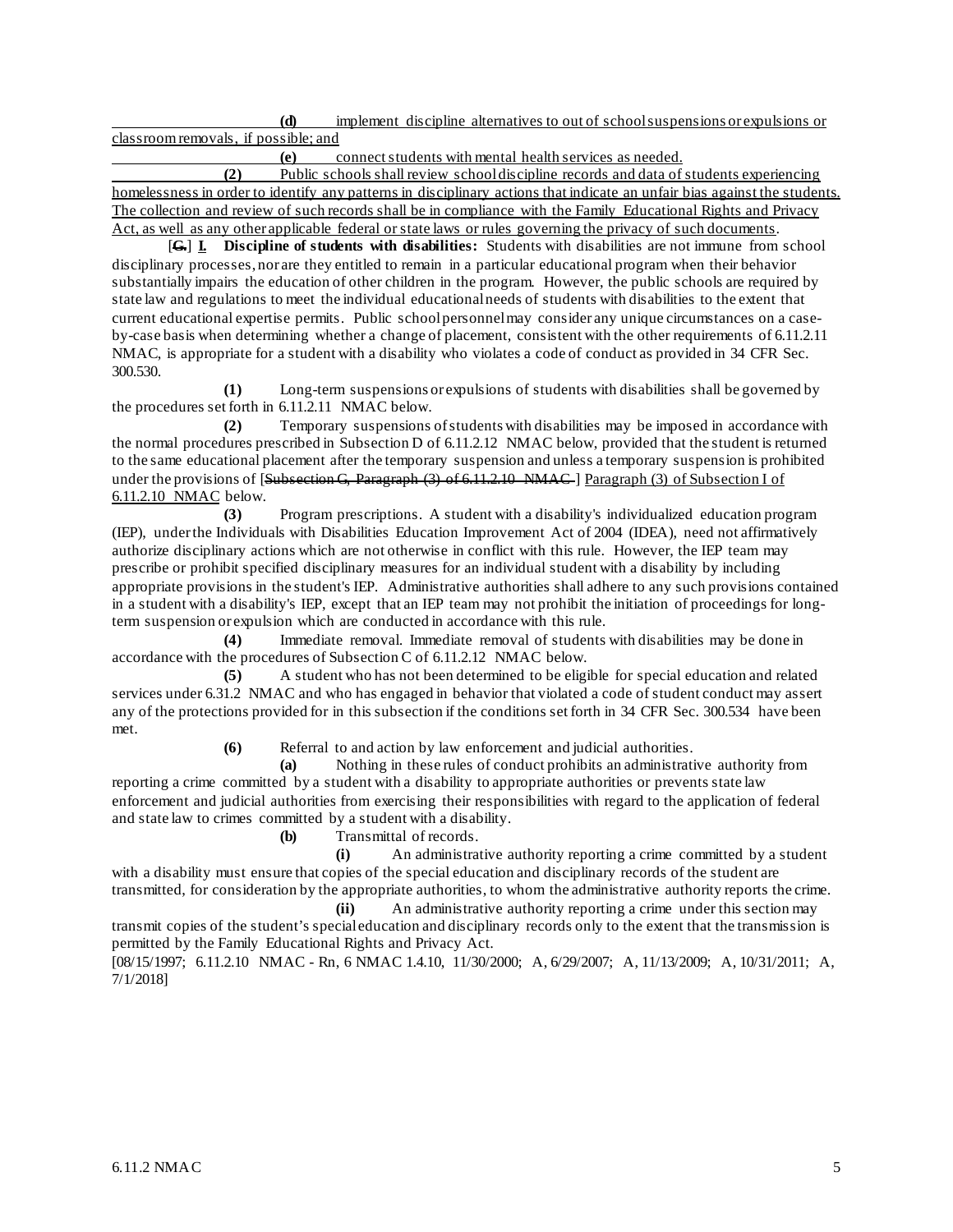(d) implement discipline alternatives to out of school suspensions or expulsions or classroom removals, if possible; and

(e) connect students with mental health services as needed.

(2) Public schools shall review school discipline records and data of students experiencing homelessness in order to identify any patterns in disciplinary actions that indicate an unfair bias against the students. The collection and review of such records shall be in compliance with the Family Educational Rights and Privacy Act, as well as any other applicable federal or state laws or rules governing the privacy of such documents.

[~~G.~~] **I. Discipline of students with disabilities:** Students with disabilities are not immune from school disciplinary processes, nor are they entitled to remain in a particular educational program when their behavior substantially impairs the education of other children in the program. However, the public schools are required by state law and regulations to meet the individual educational needs of students with disabilities to the extent that current educational expertise permits. Public school personnel may consider any unique circumstances on a case-by-case basis when determining whether a change of placement, consistent with the other requirements of 6.11.2.11 NMAC, is appropriate for a student with a disability who violates a code of conduct as provided in 34 CFR Sec. 300.530.

**(1)** Long-term suspensions or expulsions of students with disabilities shall be governed by the procedures set forth in 6.11.2.11 NMAC below.

**(2)** Temporary suspensions of students with disabilities may be imposed in accordance with the normal procedures prescribed in Subsection D of 6.11.2.12 NMAC below, provided that the student is returned to the same educational placement after the temporary suspension and unless a temporary suspension is prohibited under the provisions of [~~Subsection G, Paragraph (3) of 6.11.2.10 NMAC~~] Paragraph (3) of Subsection I of 6.11.2.10 NMAC below.

**(3)** Program prescriptions. A student with a disability's individualized education program (IEP), under the Individuals with Disabilities Education Improvement Act of 2004 (IDEA), need not affirmatively authorize disciplinary actions which are not otherwise in conflict with this rule. However, the IEP team may prescribe or prohibit specified disciplinary measures for an individual student with a disability by including appropriate provisions in the student's IEP. Administrative authorities shall adhere to any such provisions contained in a student with a disability's IEP, except that an IEP team may not prohibit the initiation of proceedings for long-term suspension or expulsion which are conducted in accordance with this rule.

**(4)** Immediate removal. Immediate removal of students with disabilities may be done in accordance with the procedures of Subsection C of 6.11.2.12 NMAC below.

**(5)** A student who has not been determined to be eligible for special education and related services under 6.31.2 NMAC and who has engaged in behavior that violated a code of student conduct may assert any of the protections provided for in this subsection if the conditions set forth in 34 CFR Sec. 300.534 have been met.

**(6)** Referral to and action by law enforcement and judicial authorities.

**(a)** Nothing in these rules of conduct prohibits an administrative authority from reporting a crime committed by a student with a disability to appropriate authorities or prevents state law enforcement and judicial authorities from exercising their responsibilities with regard to the application of federal and state law to crimes committed by a student with a disability.

**(b)** Transmittal of records.

**(i)** An administrative authority reporting a crime committed by a student with a disability must ensure that copies of the special education and disciplinary records of the student are transmitted, for consideration by the appropriate authorities, to whom the administrative authority reports the crime.

**(ii)** An administrative authority reporting a crime under this section may transmit copies of the student's special education and disciplinary records only to the extent that the transmission is permitted by the Family Educational Rights and Privacy Act.

[08/15/1997; 6.11.2.10 NMAC - Rn, 6 NMAC 1.4.10, 11/30/2000; A, 6/29/2007; A, 11/13/2009; A, 10/31/2011; A, 7/1/2018]